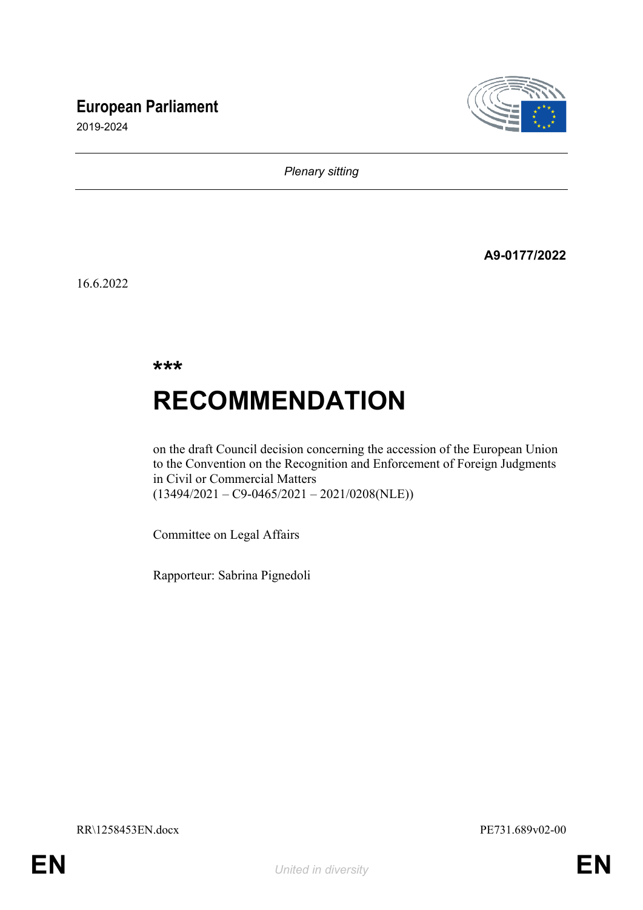**European Parliament**

2019-2024

*Plenary sitting*

**A9-0177/2022**

16.6.2022

**\*\*\***

# RECOMMENDATION

on the draft Council decision concerning the accession of the European Union to the Convention on the Recognition and Enforcement of Foreign Judgments in Civil or Commercial Matters
(13494/2021 – C9-0465/2021 – 2021/0208(NLE))

Committee on Legal Affairs

Rapporteur: Sabrina Pignedoli

RR\1258453EN.docx PE731.689v02-00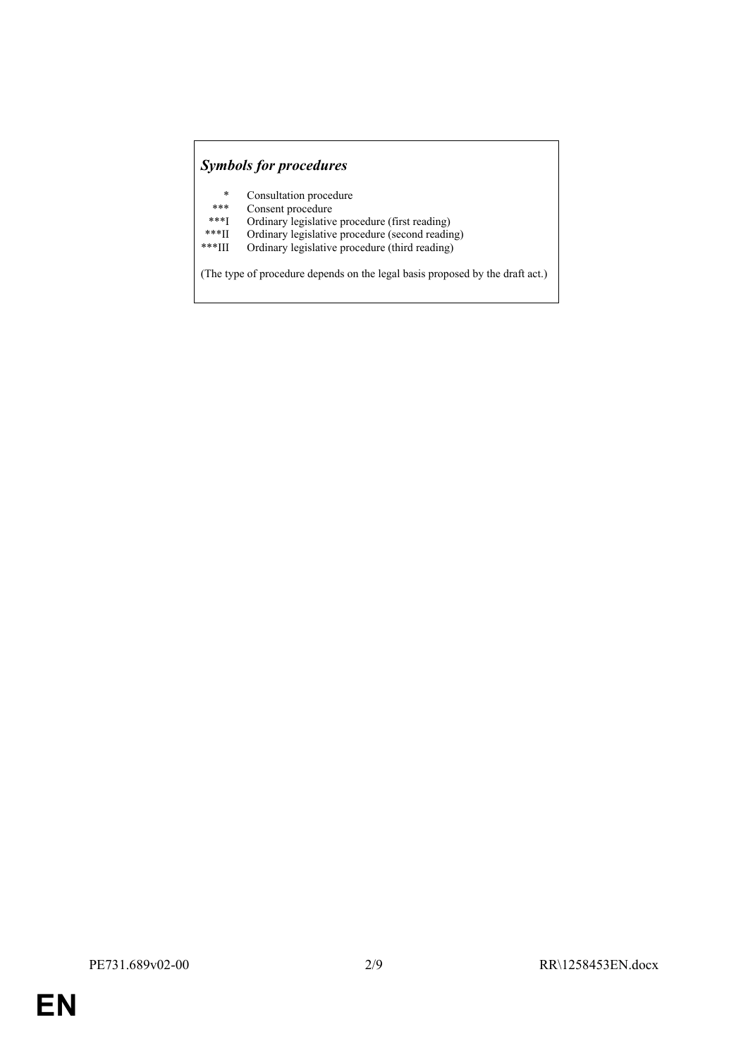***Symbols for procedures***

| | |
|---|---|
| * | Consultation procedure |
| *** | Consent procedure |
| ***I | Ordinary legislative procedure (first reading) |
| ***II | Ordinary legislative procedure (second reading) |
| ***III | Ordinary legislative procedure (third reading) |

(The type of procedure depends on the legal basis proposed by the draft act.)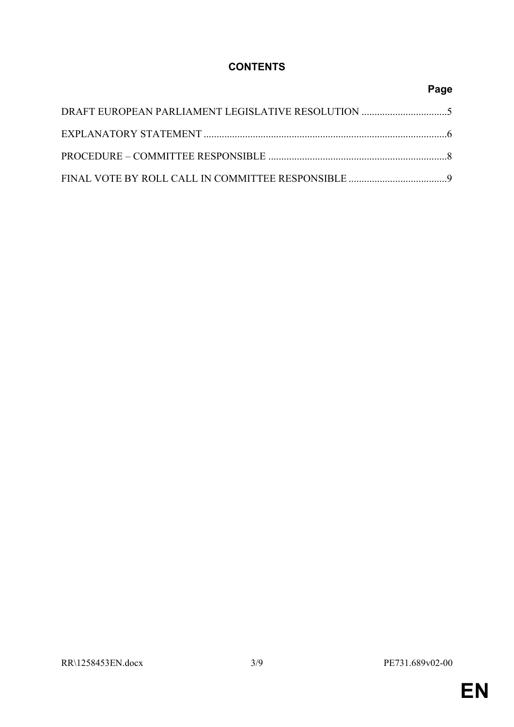# CONTENTS

| | Page |
|---|---|
| DRAFT EUROPEAN PARLIAMENT LEGISLATIVE RESOLUTION | 5 |
| EXPLANATORY STATEMENT | 6 |
| PROCEDURE – COMMITTEE RESPONSIBLE | 8 |
| FINAL VOTE BY ROLL CALL IN COMMITTEE RESPONSIBLE | 9 |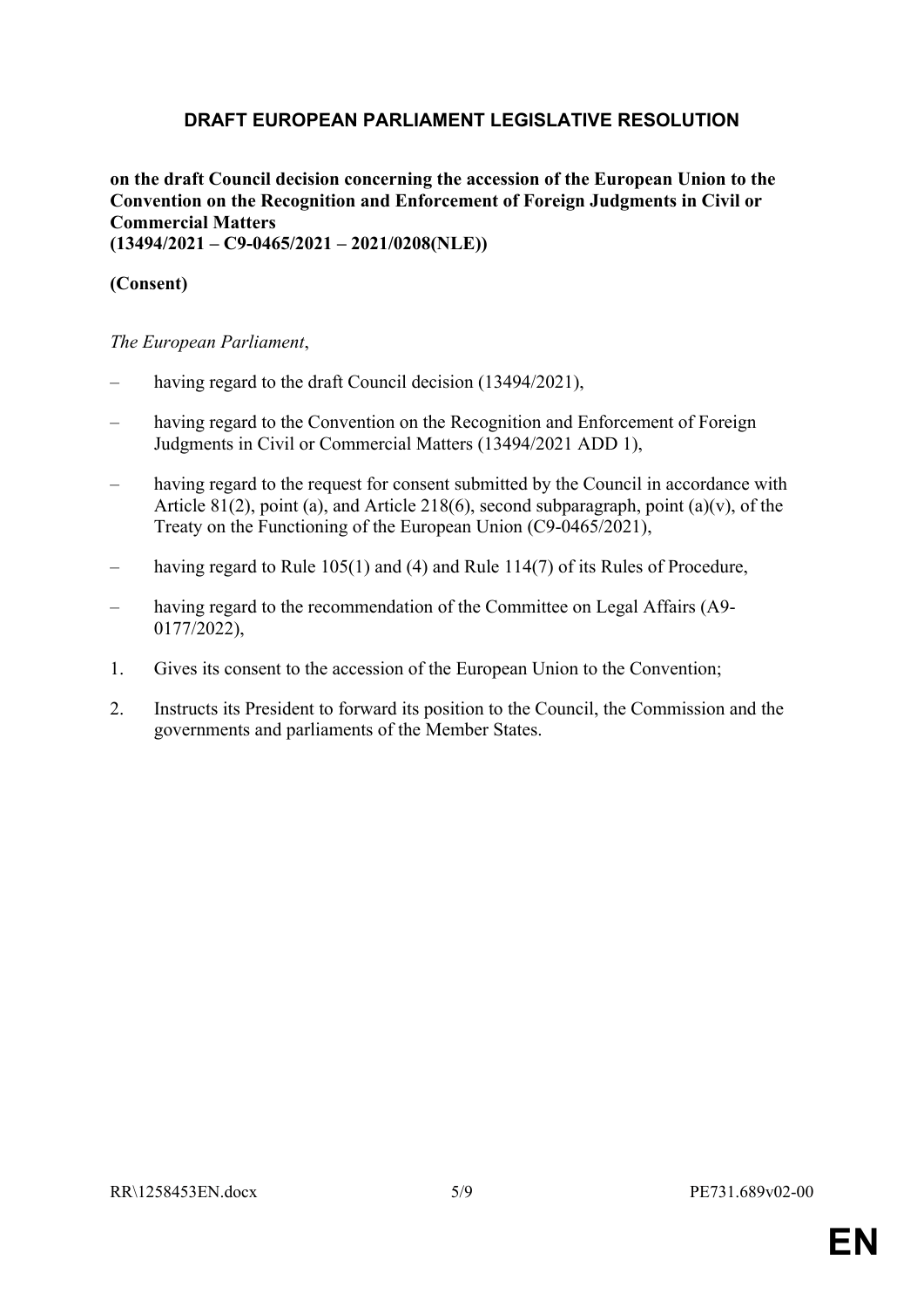# DRAFT EUROPEAN PARLIAMENT LEGISLATIVE RESOLUTION

**on the draft Council decision concerning the accession of the European Union to the Convention on the Recognition and Enforcement of Foreign Judgments in Civil or Commercial Matters**
**(13494/2021 – C9-0465/2021 – 2021/0208(NLE))**

**(Consent)**

*The European Parliament*,

– having regard to the draft Council decision (13494/2021),

– having regard to the Convention on the Recognition and Enforcement of Foreign Judgments in Civil or Commercial Matters (13494/2021 ADD 1),

– having regard to the request for consent submitted by the Council in accordance with Article 81(2), point (a), and Article 218(6), second subparagraph, point (a)(v), of the Treaty on the Functioning of the European Union (C9-0465/2021),

– having regard to Rule 105(1) and (4) and Rule 114(7) of its Rules of Procedure,

– having regard to the recommendation of the Committee on Legal Affairs (A9-0177/2022),

1. Gives its consent to the accession of the European Union to the Convention;

2. Instructs its President to forward its position to the Council, the Commission and the governments and parliaments of the Member States.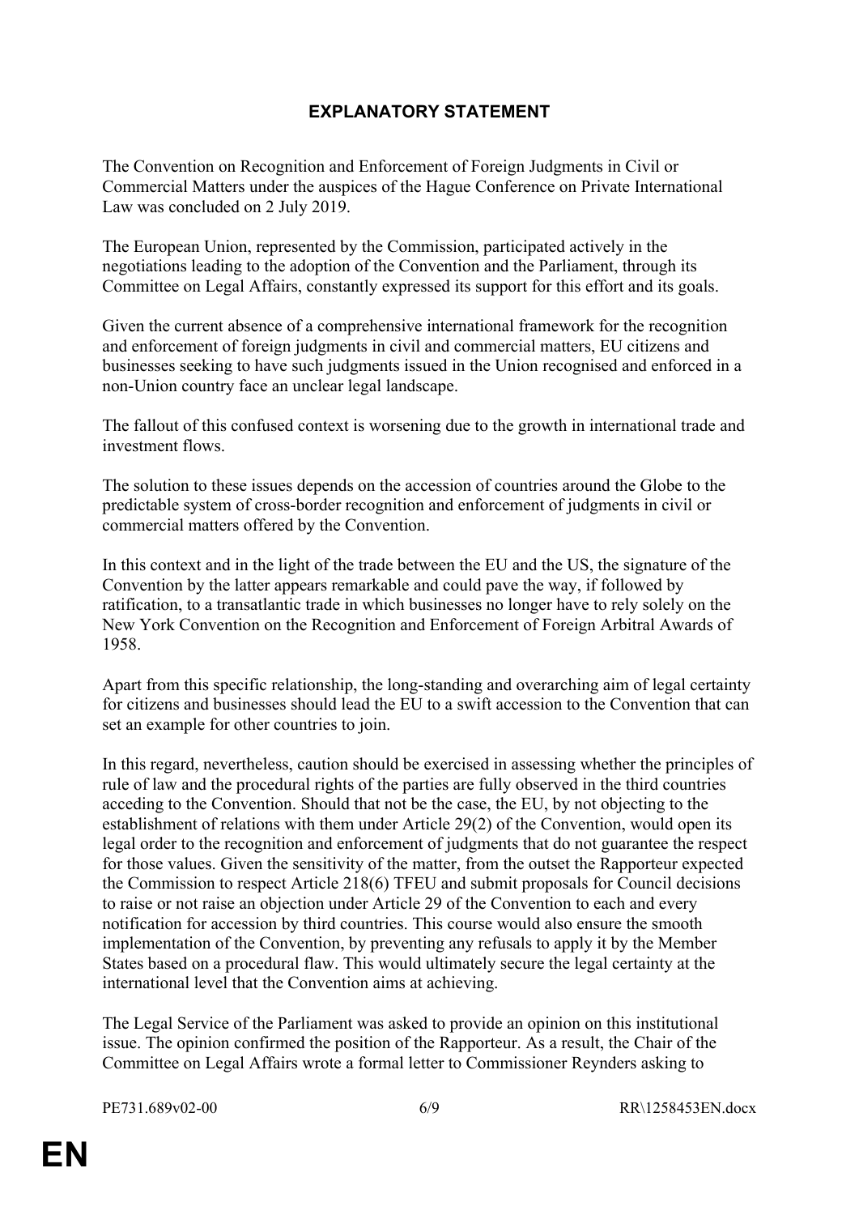# EXPLANATORY STATEMENT

The Convention on Recognition and Enforcement of Foreign Judgments in Civil or Commercial Matters under the auspices of the Hague Conference on Private International Law was concluded on 2 July 2019.

The European Union, represented by the Commission, participated actively in the negotiations leading to the adoption of the Convention and the Parliament, through its Committee on Legal Affairs, constantly expressed its support for this effort and its goals.

Given the current absence of a comprehensive international framework for the recognition and enforcement of foreign judgments in civil and commercial matters, EU citizens and businesses seeking to have such judgments issued in the Union recognised and enforced in a non-Union country face an unclear legal landscape.

The fallout of this confused context is worsening due to the growth in international trade and investment flows.

The solution to these issues depends on the accession of countries around the Globe to the predictable system of cross-border recognition and enforcement of judgments in civil or commercial matters offered by the Convention.

In this context and in the light of the trade between the EU and the US, the signature of the Convention by the latter appears remarkable and could pave the way, if followed by ratification, to a transatlantic trade in which businesses no longer have to rely solely on the New York Convention on the Recognition and Enforcement of Foreign Arbitral Awards of 1958.

Apart from this specific relationship, the long-standing and overarching aim of legal certainty for citizens and businesses should lead the EU to a swift accession to the Convention that can set an example for other countries to join.

In this regard, nevertheless, caution should be exercised in assessing whether the principles of rule of law and the procedural rights of the parties are fully observed in the third countries acceding to the Convention. Should that not be the case, the EU, by not objecting to the establishment of relations with them under Article 29(2) of the Convention, would open its legal order to the recognition and enforcement of judgments that do not guarantee the respect for those values. Given the sensitivity of the matter, from the outset the Rapporteur expected the Commission to respect Article 218(6) TFEU and submit proposals for Council decisions to raise or not raise an objection under Article 29 of the Convention to each and every notification for accession by third countries. This course would also ensure the smooth implementation of the Convention, by preventing any refusals to apply it by the Member States based on a procedural flaw. This would ultimately secure the legal certainty at the international level that the Convention aims at achieving.

The Legal Service of the Parliament was asked to provide an opinion on this institutional issue. The opinion confirmed the position of the Rapporteur. As a result, the Chair of the Committee on Legal Affairs wrote a formal letter to Commissioner Reynders asking to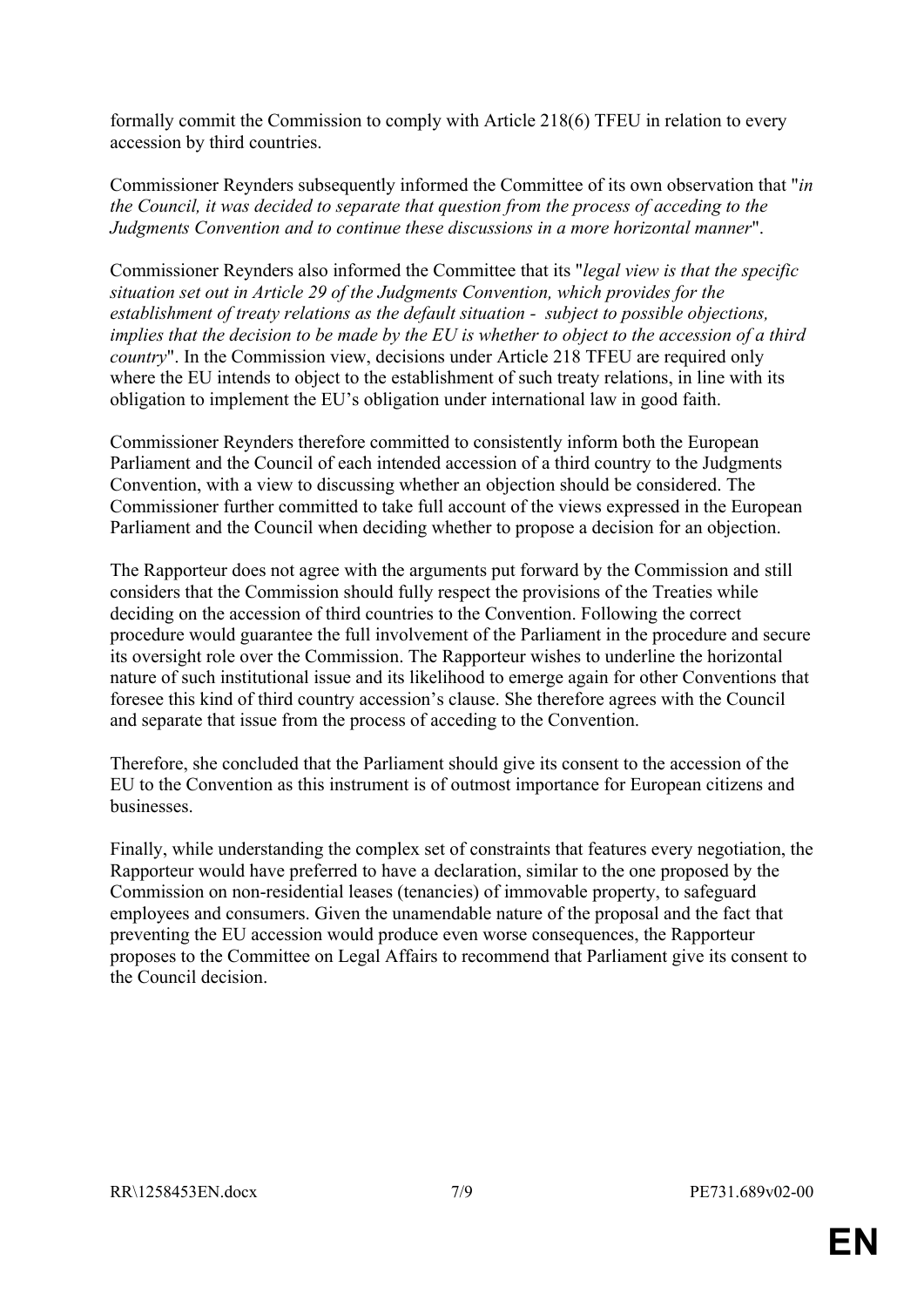formally commit the Commission to comply with Article 218(6) TFEU in relation to every accession by third countries.

Commissioner Reynders subsequently informed the Committee of its own observation that "*in the Council, it was decided to separate that question from the process of acceding to the Judgments Convention and to continue these discussions in a more horizontal manner*".

Commissioner Reynders also informed the Committee that its "*legal view is that the specific situation set out in Article 29 of the Judgments Convention, which provides for the establishment of treaty relations as the default situation - subject to possible objections, implies that the decision to be made by the EU is whether to object to the accession of a third country*". In the Commission view, decisions under Article 218 TFEU are required only where the EU intends to object to the establishment of such treaty relations, in line with its obligation to implement the EU's obligation under international law in good faith.

Commissioner Reynders therefore committed to consistently inform both the European Parliament and the Council of each intended accession of a third country to the Judgments Convention, with a view to discussing whether an objection should be considered. The Commissioner further committed to take full account of the views expressed in the European Parliament and the Council when deciding whether to propose a decision for an objection.

The Rapporteur does not agree with the arguments put forward by the Commission and still considers that the Commission should fully respect the provisions of the Treaties while deciding on the accession of third countries to the Convention. Following the correct procedure would guarantee the full involvement of the Parliament in the procedure and secure its oversight role over the Commission. The Rapporteur wishes to underline the horizontal nature of such institutional issue and its likelihood to emerge again for other Conventions that foresee this kind of third country accession's clause. She therefore agrees with the Council and separate that issue from the process of acceding to the Convention.

Therefore, she concluded that the Parliament should give its consent to the accession of the EU to the Convention as this instrument is of outmost importance for European citizens and businesses.

Finally, while understanding the complex set of constraints that features every negotiation, the Rapporteur would have preferred to have a declaration, similar to the one proposed by the Commission on non-residential leases (tenancies) of immovable property, to safeguard employees and consumers. Given the unamendable nature of the proposal and the fact that preventing the EU accession would produce even worse consequences, the Rapporteur proposes to the Committee on Legal Affairs to recommend that Parliament give its consent to the Council decision.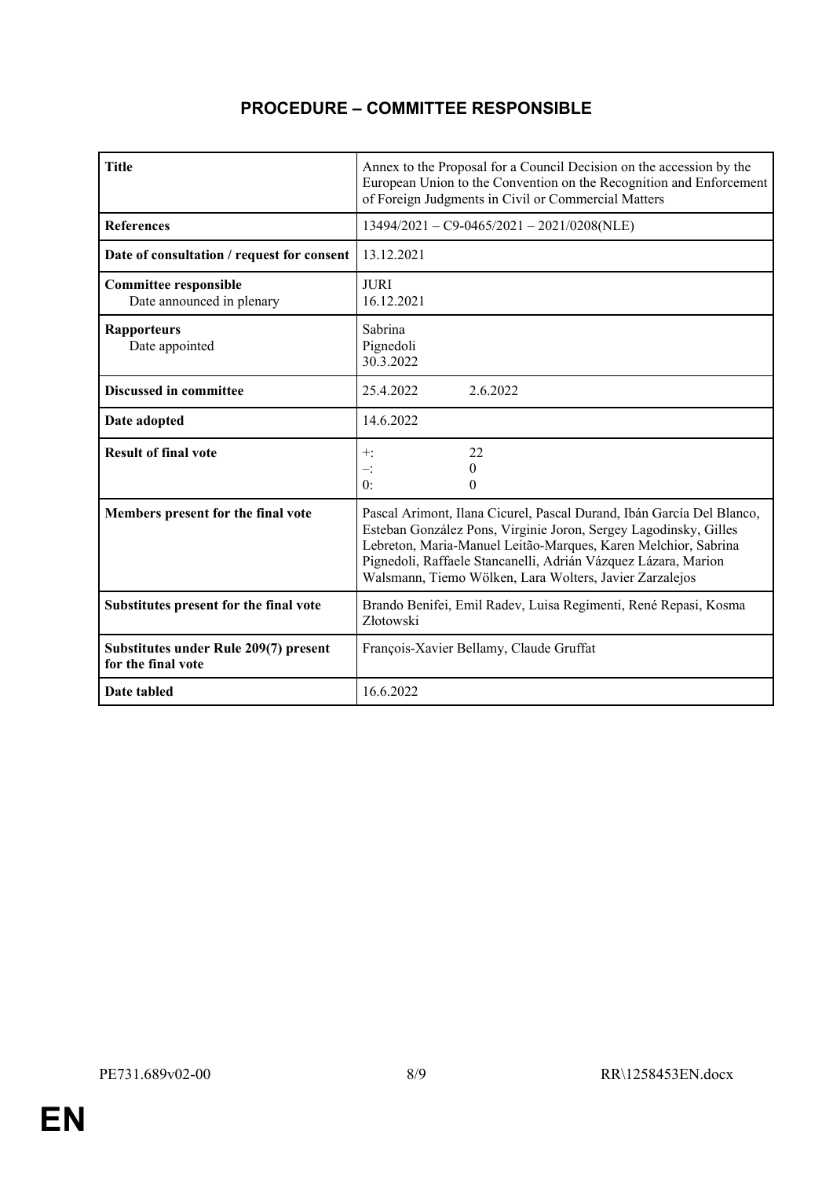# PROCEDURE – COMMITTEE RESPONSIBLE

| | |
|---|---|
| **Title** | Annex to the Proposal for a Council Decision on the accession by the European Union to the Convention on the Recognition and Enforcement of Foreign Judgments in Civil or Commercial Matters |
| **References** | 13494/2021 – C9-0465/2021 – 2021/0208(NLE) |
| **Date of consultation / request for consent** | 13.12.2021 |
| **Committee responsible**<br>Date announced in plenary | JURI<br>16.12.2021 |
| **Rapporteurs**<br>Date appointed | Sabrina Pignedoli<br>30.3.2022 |
| **Discussed in committee** | 25.4.2022 2.6.2022 |
| **Date adopted** | 14.6.2022 |
| **Result of final vote** | +: 22<br>–: 0<br>0: 0 |
| **Members present for the final vote** | Pascal Arimont, Ilana Cicurel, Pascal Durand, Ibán García Del Blanco, Esteban González Pons, Virginie Joron, Sergey Lagodinsky, Gilles Lebreton, Maria-Manuel Leitão-Marques, Karen Melchior, Sabrina Pignedoli, Raffaele Stancanelli, Adrián Vázquez Lázara, Marion Walsmann, Tiemo Wölken, Lara Wolters, Javier Zarzalejos |
| **Substitutes present for the final vote** | Brando Benifei, Emil Radev, Luisa Regimenti, René Repasi, Kosma Złotowski |
| **Substitutes under Rule 209(7) present for the final vote** | François-Xavier Bellamy, Claude Gruffat |
| **Date tabled** | 16.6.2022 |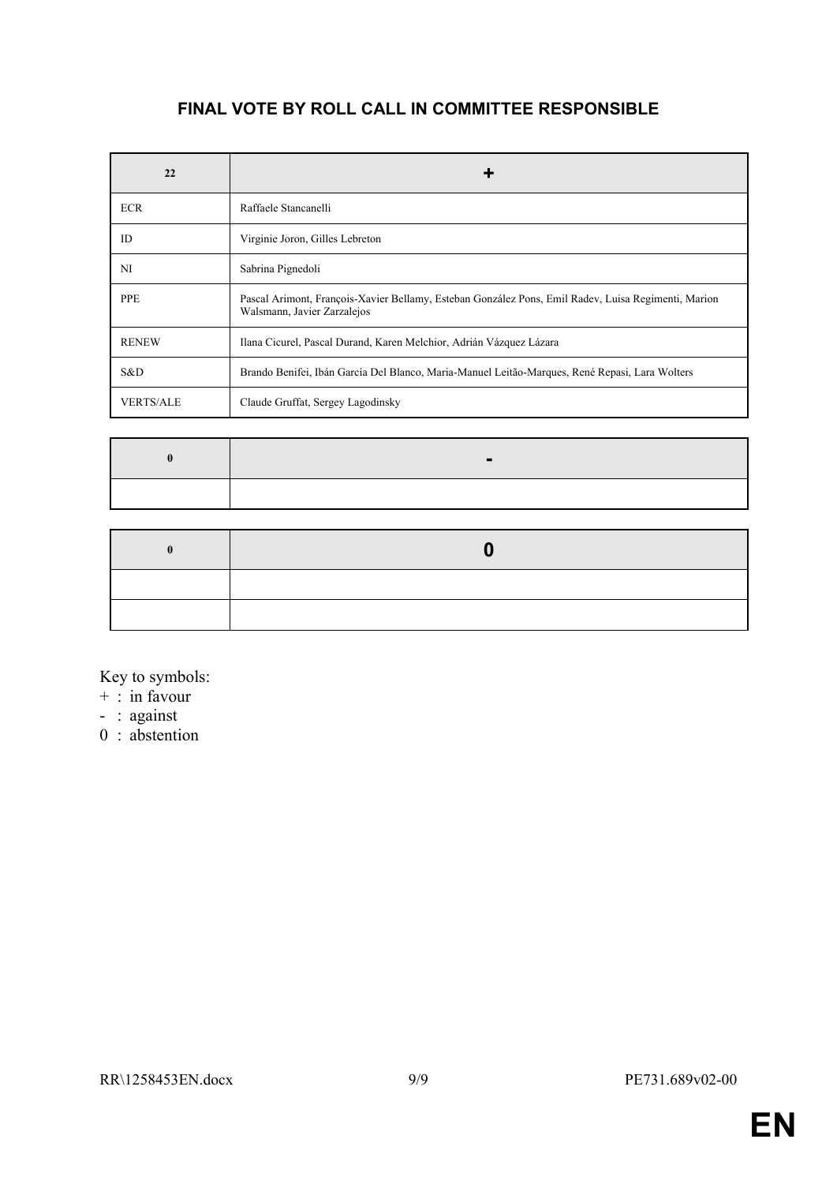## FINAL VOTE BY ROLL CALL IN COMMITTEE RESPONSIBLE

| 22 | + |
|---|---|
| ECR | Raffaele Stancanelli |
| ID | Virginie Joron, Gilles Lebreton |
| NI | Sabrina Pignedoli |
| PPE | Pascal Arimont, François-Xavier Bellamy, Esteban González Pons, Emil Radev, Luisa Regimenti, Marion Walsmann, Javier Zarzalejos |
| RENEW | Ilana Cicurel, Pascal Durand, Karen Melchior, Adrián Vázquez Lázara |
| S&D | Brando Benifei, Ibán García Del Blanco, Maria-Manuel Leitão-Marques, René Repasi, Lara Wolters |
| VERTS/ALE | Claude Gruffat, Sergey Lagodinsky |

| 0 | - |
|---|---|
| | |

| 0 | 0 |
|---|---|
| | |
| | |

Key to symbols:
+ : in favour
- : against
0 : abstention